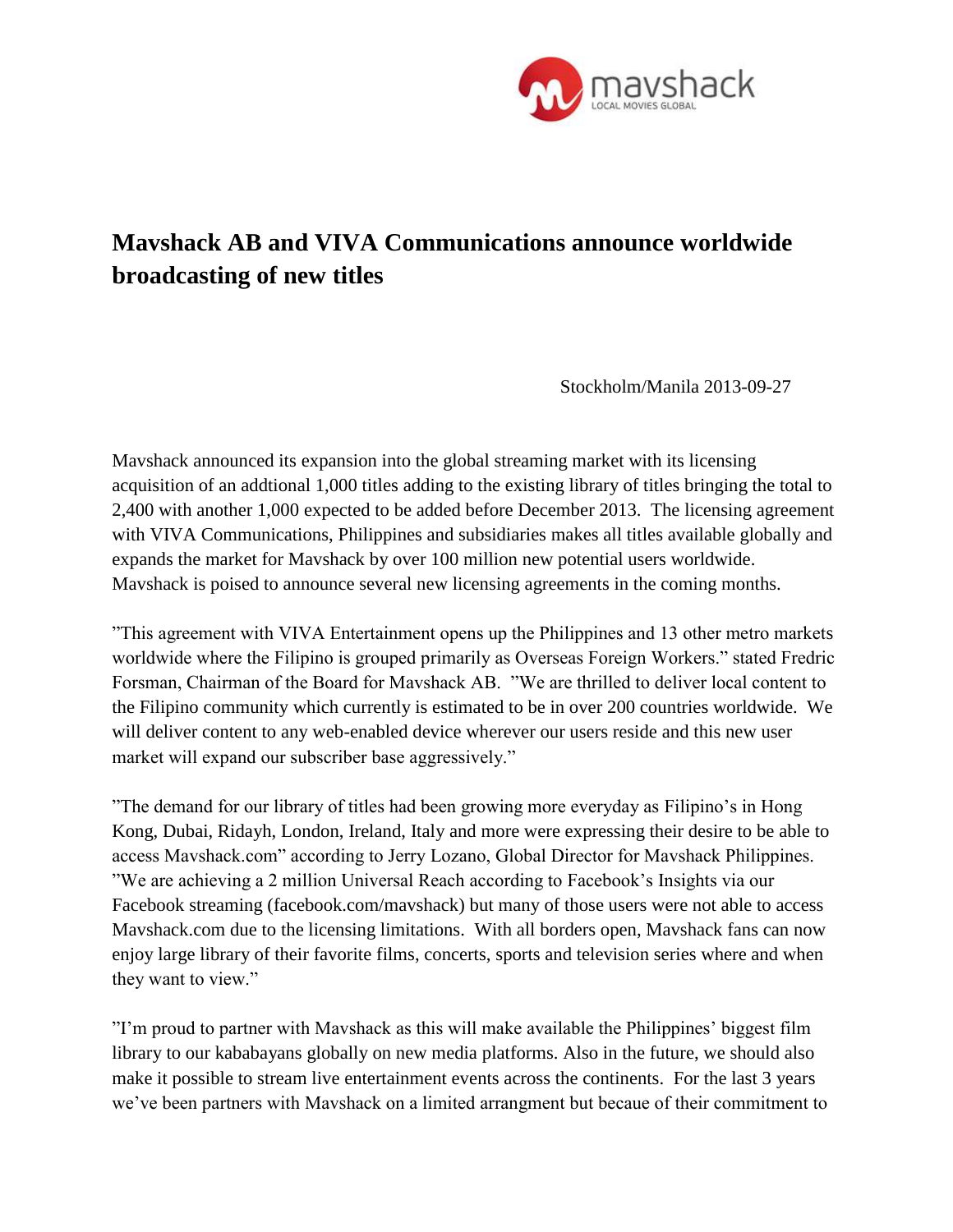# Mavshack AB and VIVA Communications announce worldwide broadcasting of new titles

Stockholm/Manila 2013-09-27

Mavshack announced its expansion into the global streaming market with its licensing acquisition of an addtional 1,000 titles adding to the existing library of titles bringing the total to 2,400 with another 1,000 expected to be added before December 2013. The licensing agreement with VIVA Communications, Philippines and subsidiaries makes all titles available globally and expands the market for Mavshack by over 100 million new potential users worldwide. Mavshack is poised to announce several new licensing agreements in the coming months.

”This agreement with VIVA Entertainment opens up the Philippines and 13 other metro markets worldwide where the Filipino is grouped primarily as Overseas Foreign Workers.” stated Fredric Forsman, Chairman of the Board for Mavshack AB. ”We are thrilled to deliver local content to the Filipino community which currently is estimated to be in over 200 countries worldwide. We will deliver content to any web-enabled device wherever our users reside and this new user market will expand our subscriber base aggressively.”

”The demand for our library of titles had been growing more everyday as Filipino's in Hong Kong, Dubai, Ridayh, London, Ireland, Italy and more were expressing their desire to be able to access Mavshack.com” according to Jerry Lozano, Global Director for Mavshack Philippines. ”We are achieving a 2 million Universal Reach according to Facebook's Insights via our Facebook streaming (facebook.com/mavshack) but many of those users were not able to access Mavshack.com due to the licensing limitations. With all borders open, Mavshack fans can now enjoy large library of their favorite films, concerts, sports and television series where and when they want to view.”

”I'm proud to partner with Mavshack as this will make available the Philippines' biggest film library to our kababayans globally on new media platforms. Also in the future, we should also make it possible to stream live entertainment events across the continents. For the last 3 years we've been partners with Mavshack on a limited arrangment but becaue of their commitment to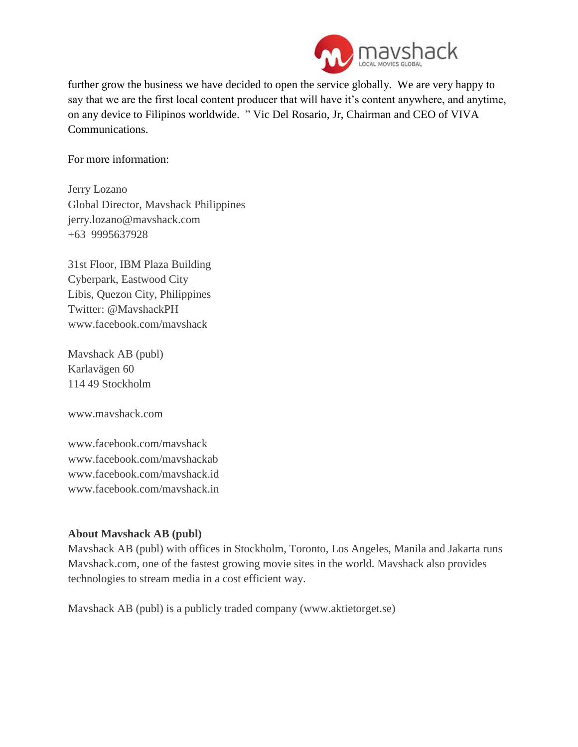further grow the business we have decided to open the service globally. We are very happy to say that we are the first local content producer that will have it's content anywhere, and anytime, on any device to Filipinos worldwide. " Vic Del Rosario, Jr, Chairman and CEO of VIVA Communications.

For more information:

Jerry Lozano
Global Director, Mavshack Philippines
jerry.lozano@mavshack.com
+63 9995637928

31st Floor, IBM Plaza Building
Cyberpark, Eastwood City
Libis, Quezon City, Philippines
Twitter: @MavshackPH
www.facebook.com/mavshack

Mavshack AB (publ)
Karlavägen 60
114 49 Stockholm

www.mavshack.com

www.facebook.com/mavshack
www.facebook.com/mavshackab
www.facebook.com/mavshack.id
www.facebook.com/mavshack.in

**About Mavshack AB (publ)**

Mavshack AB (publ) with offices in Stockholm, Toronto, Los Angeles, Manila and Jakarta runs Mavshack.com, one of the fastest growing movie sites in the world. Mavshack also provides technologies to stream media in a cost efficient way.

Mavshack AB (publ) is a publicly traded company (www.aktietorget.se)